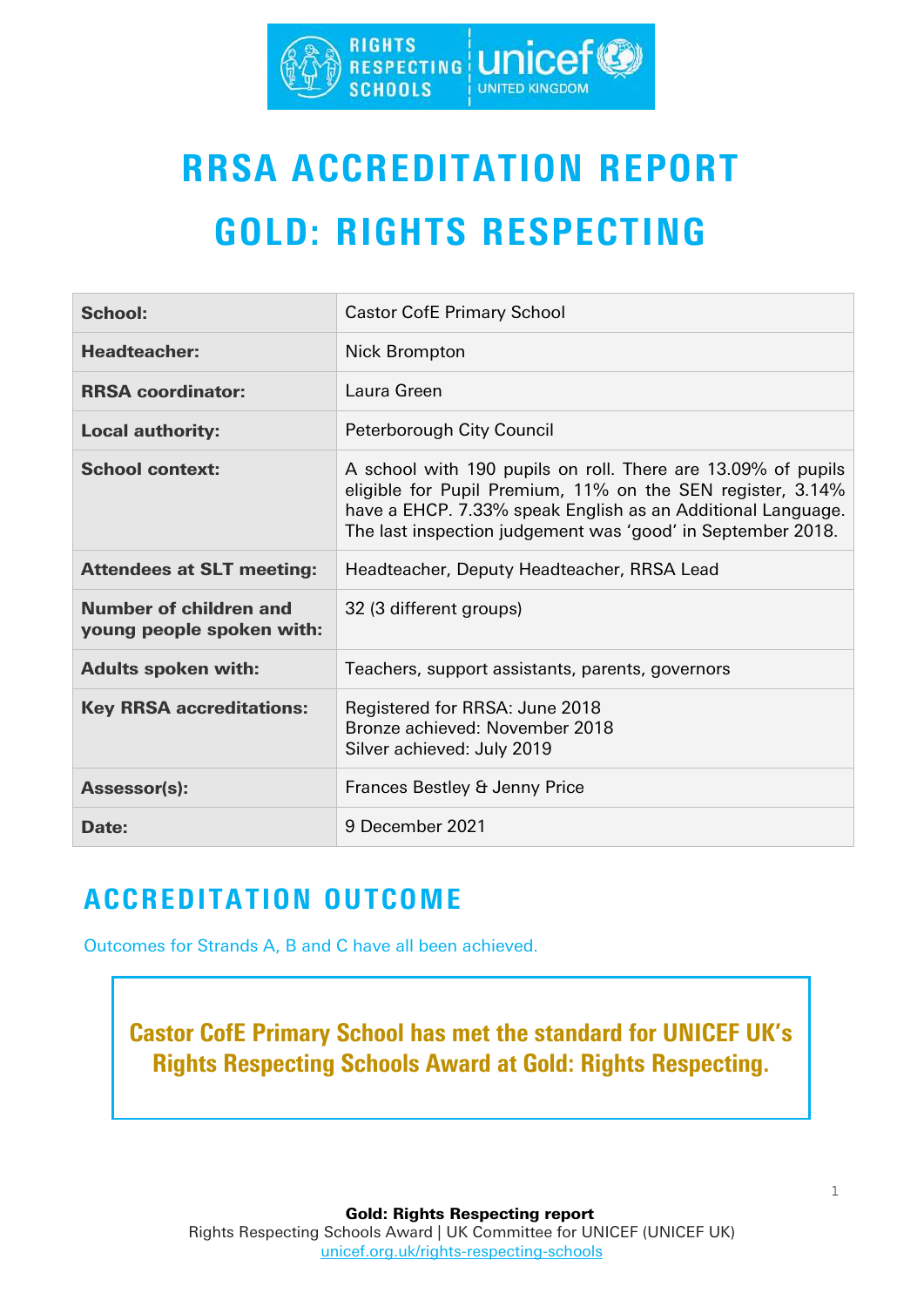# RRSA ACCREDITATION REPORT

# GOLD: RIGHTS RESPECTING

| | |
|---|---|
| **School:** | Castor CofE Primary School |
| **Headteacher:** | Nick Brompton |
| **RRSA coordinator:** | Laura Green |
| **Local authority:** | Peterborough City Council |
| **School context:** | A school with 190 pupils on roll. There are 13.09% of pupils eligible for Pupil Premium, 11% on the SEN register, 3.14% have a EHCP. 7.33% speak English as an Additional Language. The last inspection judgement was 'good' in September 2018. |
| **Attendees at SLT meeting:** | Headteacher, Deputy Headteacher, RRSA Lead |
| **Number of children and young people spoken with:** | 32 (3 different groups) |
| **Adults spoken with:** | Teachers, support assistants, parents, governors |
| **Key RRSA accreditations:** | Registered for RRSA: June 2018<br>Bronze achieved: November 2018<br>Silver achieved: July 2019 |
| **Assessor(s):** | Frances Bestley & Jenny Price |
| **Date:** | 9 December 2021 |

## ACCREDITATION OUTCOME

Outcomes for Strands A, B and C have all been achieved.

**Castor CofE Primary School has met the standard for UNICEF UK's Rights Respecting Schools Award at Gold: Rights Respecting.**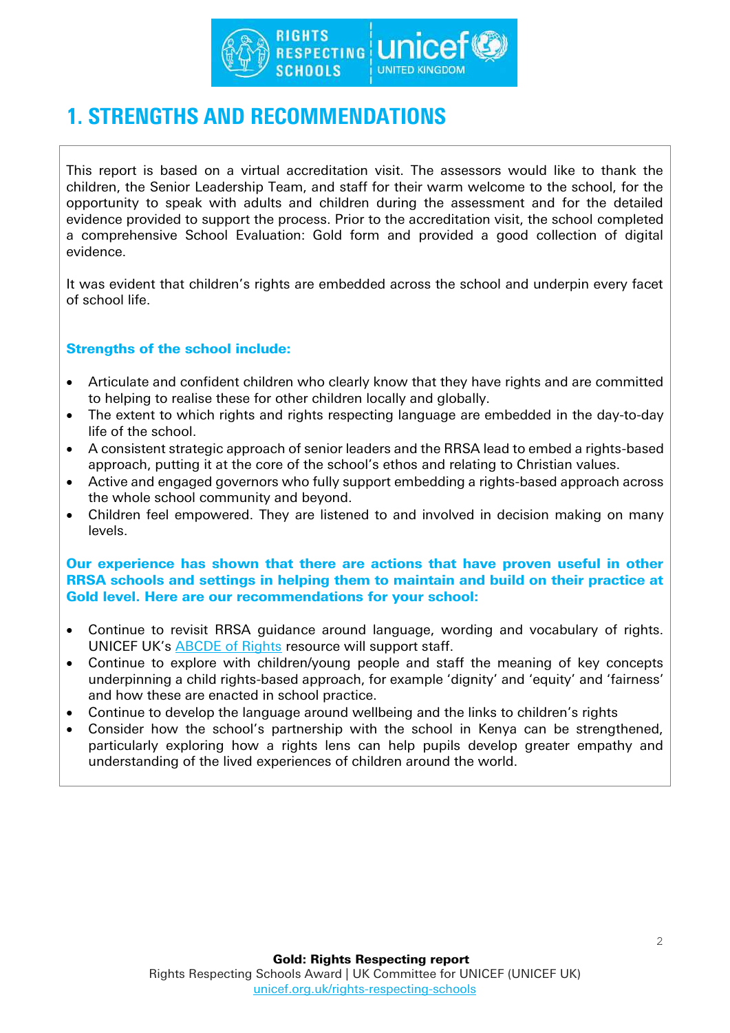# 1. STRENGTHS AND RECOMMENDATIONS

This report is based on a virtual accreditation visit. The assessors would like to thank the children, the Senior Leadership Team, and staff for their warm welcome to the school, for the opportunity to speak with adults and children during the assessment and for the detailed evidence provided to support the process. Prior to the accreditation visit, the school completed a comprehensive School Evaluation: Gold form and provided a good collection of digital evidence.

It was evident that children's rights are embedded across the school and underpin every facet of school life.

**Strengths of the school include:**

- Articulate and confident children who clearly know that they have rights and are committed to helping to realise these for other children locally and globally.
- The extent to which rights and rights respecting language are embedded in the day-to-day life of the school.
- A consistent strategic approach of senior leaders and the RRSA lead to embed a rights-based approach, putting it at the core of the school's ethos and relating to Christian values.
- Active and engaged governors who fully support embedding a rights-based approach across the whole school community and beyond.
- Children feel empowered. They are listened to and involved in decision making on many levels.

**Our experience has shown that there are actions that have proven useful in other RRSA schools and settings in helping them to maintain and build on their practice at Gold level. Here are our recommendations for your school:**

- Continue to revisit RRSA guidance around language, wording and vocabulary of rights. UNICEF UK's ABCDE of Rights resource will support staff.
- Continue to explore with children/young people and staff the meaning of key concepts underpinning a child rights-based approach, for example 'dignity' and 'equity' and 'fairness' and how these are enacted in school practice.
- Continue to develop the language around wellbeing and the links to children's rights
- Consider how the school's partnership with the school in Kenya can be strengthened, particularly exploring how a rights lens can help pupils develop greater empathy and understanding of the lived experiences of children around the world.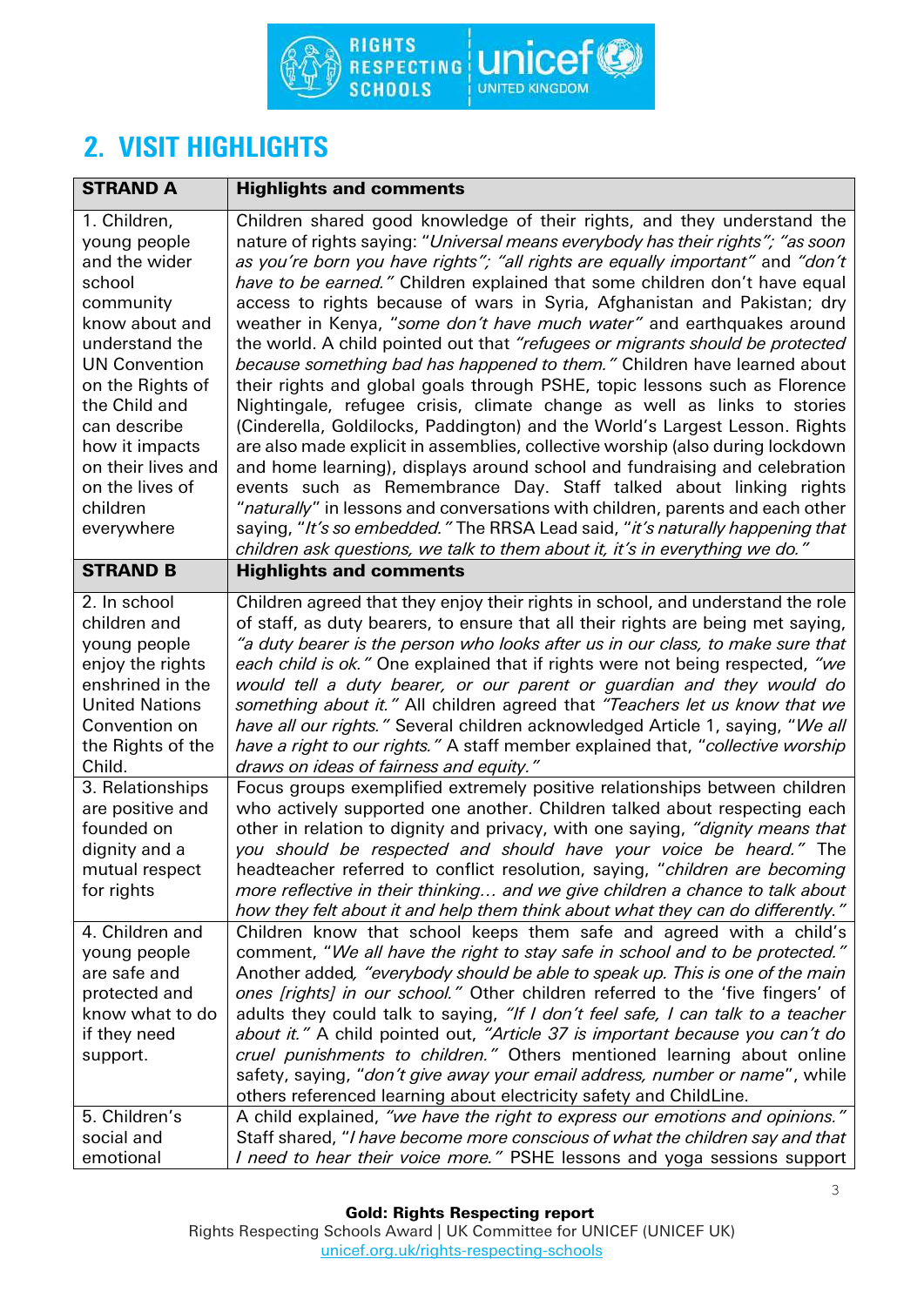## 2. VISIT HIGHLIGHTS

| STRAND A | Highlights and comments |
|---|---|
| 1. Children, young people and the wider school community know about and understand the UN Convention on the Rights of the Child and can describe how it impacts on their lives and on the lives of children everywhere | Children shared good knowledge of their rights, and they understand the nature of rights saying: "*Universal means everybody has their rights*"; *"as soon as you're born you have rights"*; *"all rights are equally important"* and *"don't have to be earned."* Children explained that some children don't have equal access to rights because of wars in Syria, Afghanistan and Pakistan; dry weather in Kenya, "*some don't have much water"* and earthquakes around the world. A child pointed out that *"refugees or migrants should be protected because something bad has happened to them."* Children have learned about their rights and global goals through PSHE, topic lessons such as Florence Nightingale, refugee crisis, climate change as well as links to stories (Cinderella, Goldilocks, Paddington) and the World's Largest Lesson. Rights are also made explicit in assemblies, collective worship (also during lockdown and home learning), displays around school and fundraising and celebration events such as Remembrance Day. Staff talked about linking rights "*naturally*" in lessons and conversations with children, parents and each other saying, "*It's so embedded."* The RRSA Lead said, "*it's naturally happening that children ask questions, we talk to them about it, it's in everything we do."* |
| **STRAND B** | **Highlights and comments** |
| 2. In school children and young people enjoy the rights enshrined in the United Nations Convention on the Rights of the Child. | Children agreed that they enjoy their rights in school, and understand the role of staff, as duty bearers, to ensure that all their rights are being met saying, *"a duty bearer is the person who looks after us in our class, to make sure that each child is ok."* One explained that if rights were not being respected, *"we would tell a duty bearer, or our parent or guardian and they would do something about it."* All children agreed that *"Teachers let us know that we have all our rights."* Several children acknowledged Article 1, saying, "*We all have a right to our rights."* A staff member explained that, "*collective worship draws on ideas of fairness and equity."* |
| 3. Relationships are positive and founded on dignity and a mutual respect for rights | Focus groups exemplified extremely positive relationships between children who actively supported one another. Children talked about respecting each other in relation to dignity and privacy, with one saying, *"dignity means that you should be respected and should have your voice be heard."* The headteacher referred to conflict resolution, saying, "*children are becoming more reflective in their thinking… and we give children a chance to talk about how they felt about it and help them think about what they can do differently."* |
| 4. Children and young people are safe and protected and know what to do if they need support. | Children know that school keeps them safe and agreed with a child's comment, "*We all have the right to stay safe in school and to be protected."* Another added*, "everybody should be able to speak up. This is one of the main ones [rights] in our school."* Other children referred to the 'five fingers' of adults they could talk to saying, *"If I don't feel safe, I can talk to a teacher about it."* A child pointed out, *"Article 37 is important because you can't do cruel punishments to children."* Others mentioned learning about online safety, saying, "*don't give away your email address, number or name*", while others referenced learning about electricity safety and ChildLine. |
| 5. Children's social and emotional | A child explained, *"we have the right to express our emotions and opinions."* Staff shared, "*I have become more conscious of what the children say and that I need to hear their voice more."* PSHE lessons and yoga sessions support |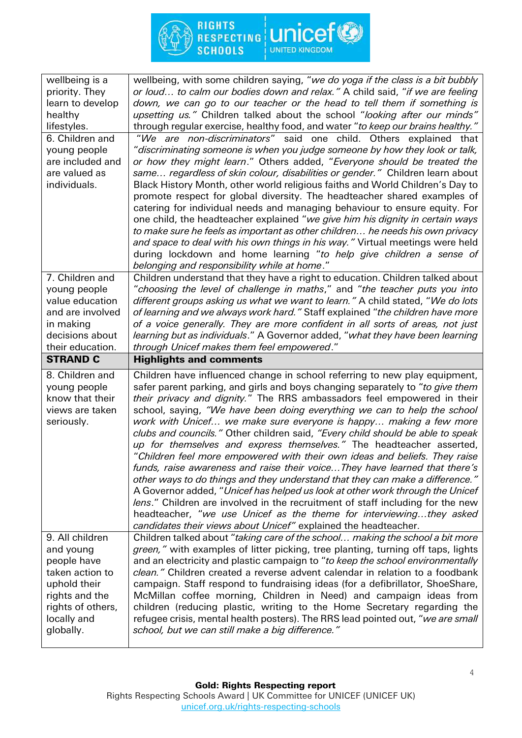| | |
|---|---|
| wellbeing is a priority. They learn to develop healthy lifestyles. | wellbeing, with some children saying, "*we do yoga if the class is a bit bubbly or loud… to calm our bodies down and relax.*" A child said, "*if we are feeling down, we can go to our teacher or the head to tell them if something is upsetting us.*" Children talked about the school "*looking after our minds*" through regular exercise, healthy food, and water "*to keep our brains healthy.*" |
| 6. Children and young people are included and are valued as individuals. | "*We are non-discriminators*" said one child. Others explained that "*discriminating someone is when you judge someone by how they look or talk, or how they might learn*." Others added, "*Everyone should be treated the same… regardless of skin colour, disabilities or gender.*" Children learn about Black History Month, other world religious faiths and World Children's Day to promote respect for global diversity. The headteacher shared examples of catering for individual needs and managing behaviour to ensure equity. For one child, the headteacher explained "*we give him his dignity in certain ways to make sure he feels as important as other children… he needs his own privacy and space to deal with his own things in his way.*" Virtual meetings were held during lockdown and home learning "*to help give children a sense of belonging and responsibility while at home*." |
| 7. Children and young people value education and are involved in making decisions about their education. | Children understand that they have a right to education. Children talked about "*choosing the level of challenge in maths*," and "*the teacher puts you into different groups asking us what we want to learn.*" A child stated, "*We do lots of learning and we always work hard.*" Staff explained "*the children have more of a voice generally. They are more confident in all sorts of areas, not just learning but as individuals*." A Governor added, "*what they have been learning through Unicef makes them feel empowered*." |
| **STRAND C** | **Highlights and comments** |
| 8. Children and young people know that their views are taken seriously. | Children have influenced change in school referring to new play equipment, safer parent parking, and girls and boys changing separately to "*to give them their privacy and dignity.*" The RRS ambassadors feel empowered in their school, saying, *"We have been doing everything we can to help the school work with Unicef… we make sure everyone is happy… making a few more clubs and councils."* Other children said, *"Every child should be able to speak up for themselves and express themselves."* The headteacher asserted, "*Children feel more empowered with their own ideas and beliefs. They raise funds, raise awareness and raise their voice…They have learned that there's other ways to do things and they understand that they can make a difference.*" A Governor added, "*Unicef has helped us look at other work through the Unicef lens*." Children are involved in the recruitment of staff including for the new headteacher, "*we use Unicef as the theme for interviewing…they asked candidates their views about Unicef*" explained the headteacher. |
| 9. All children and young people have taken action to uphold their rights and the rights of others, locally and globally. | Children talked about "*taking care of the school… making the school a bit more green,*" with examples of litter picking, tree planting, turning off taps, lights and an electricity and plastic campaign to "*to keep the school environmentally clean.*" Children created a reverse advent calendar in relation to a foodbank campaign. Staff respond to fundraising ideas (for a defibrillator, ShoeShare, McMillan coffee morning, Children in Need) and campaign ideas from children (reducing plastic, writing to the Home Secretary regarding the refugee crisis, mental health posters). The RRS lead pointed out, "*we are small school, but we can still make a big difference.*" |